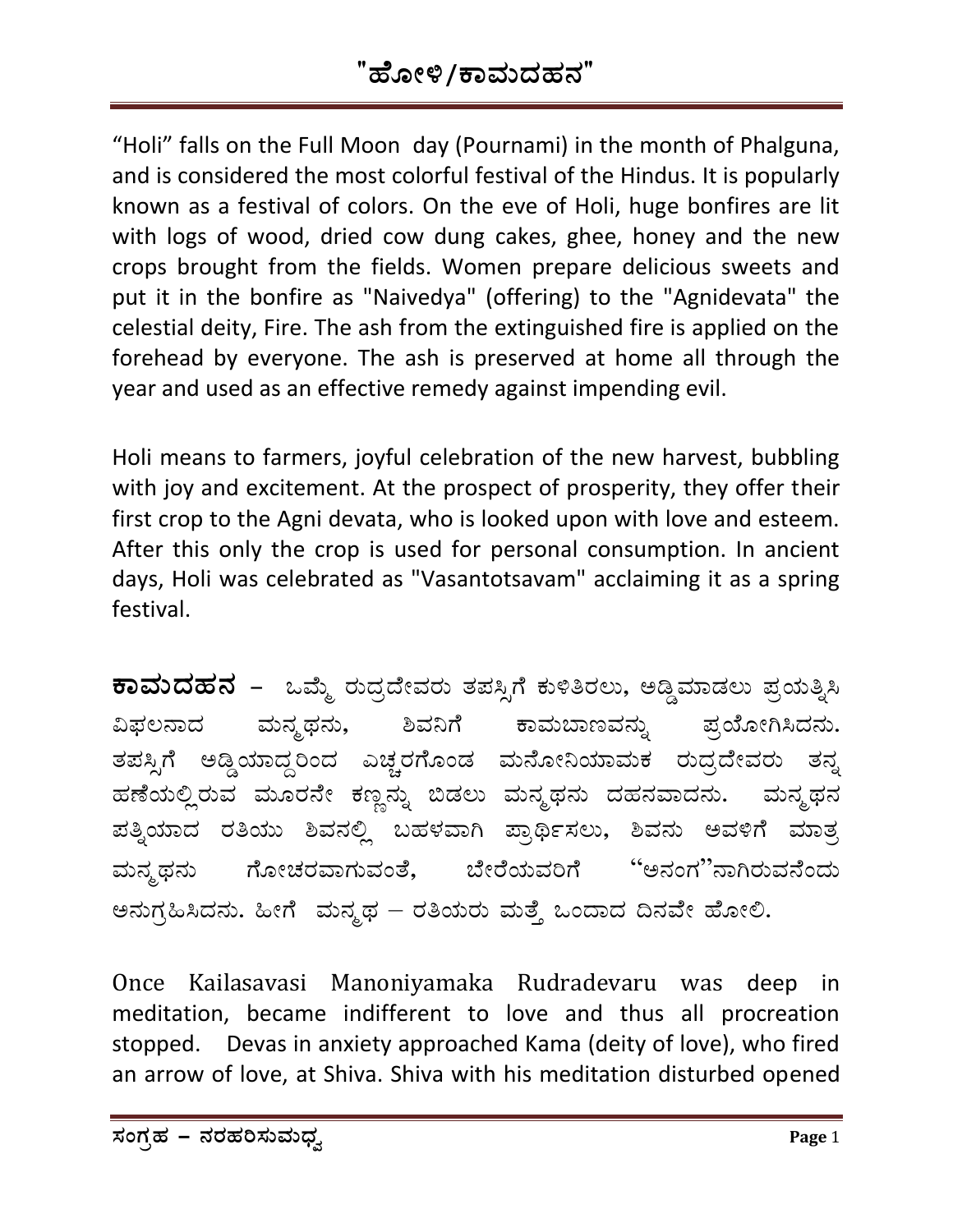# "ಹೋಳಿ/ಕಾಮದಹನ"

"Holi" falls on the Full Moon day (Pournami) in the month of Phalguna, and is considered the most colorful festival of the Hindus. It is popularly known as a festival of colors. On the eve of Holi, huge bonfires are lit with logs of wood, dried cow dung cakes, ghee, honey and the new crops brought from the fields. Women prepare delicious sweets and put it in the bonfire as "Naivedya" (offering) to the "Agnidevata" the celestial deity, Fire. The ash from the extinguished fire is applied on the forehead by everyone. The ash is preserved at home all through the year and used as an effective remedy against impending evil.

Holi means to farmers, joyful celebration of the new harvest, bubbling with joy and excitement. At the prospect of prosperity, they offer their first crop to the Agni devata, who is looked upon with love and esteem. After this only the crop is used for personal consumption. In ancient days, Holi was celebrated as "Vasantotsavam" acclaiming it as a spring festival.

**ಕಾಮದಹನ** – ಒಮ್ಮೆ ರುದ್ರದೇವರು ತಪಸ್ಸಿಗೆ ಕುಳಿತಿರಲು, ಅಡ್ಡಿಮಾಡಲು ಪ್ರಯತ್ನಿಸಿ ವಿಫಲನಾದ ಮನ್ಮಥನು, ಶಿವನಿಗೆ ಕಾಮಬಾಣವನ್ನು ಪ್ರಯೋಗಿಸಿದನು. ತಪಸ್ಸಿಗೆ ಅಡ್ಡಿಯಾದ್ದರಿಂದ ಎಚ್ಚರಗೊಂಡ ಮನೋನಿಯಾಮಕ ರುದ್ರದೇವರು ತನ್ನ ಹಣೆಯಲ್ಲಿರುವ ಮೂರನೇ ಕಣ್ಣನ್ನು ಬಿಡಲು ಮನ್ಮಥನು ದಹನವಾದನು. ಮನ್ಮಥನ ಪತ್ನಿಯಾದ ರತಿಯು ಶಿವನಲ್ಲಿ ಬಹಳವಾಗಿ ಪ್ರಾರ್ಥಿಸಲು, ಶಿವನು ಅವಳಿಗೆ ಮಾತ್ರ ಮನ್ಮಥನು ಗೋಚರವಾಗುವಂತೆ, ಬೇರೆಯವರಿಗೆ "ಅನಂಗ"ನಾಗಿರುವನೆಂದು ಅನುಗ್ರಹಿಸಿದನು. ಹೀಗೆ ಮನ್ಮಥ – ರತಿಯರು ಮತ್ತೆ ಒಂದಾದ ದಿನವೇ ಹೋಲಿ.

Once Kailasavasi Manoniyamaka Rudradevaru was deep in meditation, became indifferent to love and thus all procreation stopped. Devas in anxiety approached Kama (deity of love), who fired an arrow of love, at Shiva. Shiva with his meditation disturbed opened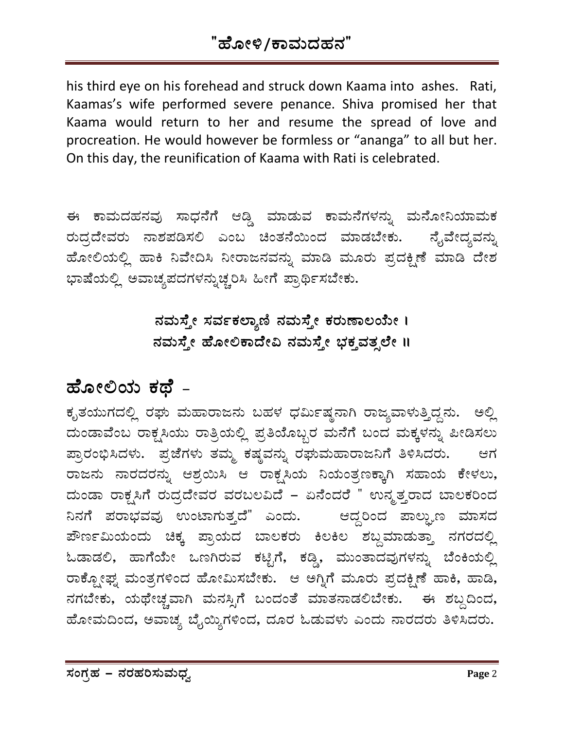his third eye on his forehead and struck down Kaama into ashes. Rati, Kaamas's wife performed severe penance. Shiva promised her that Kaama would return to her and resume the spread of love and procreation. He would however be formless or "ananga" to all but her. On this day, the reunification of Kaama with Rati is celebrated.

ಈ ಕಾಮದಹನವು ಸಾಧನೆಗೆ ಅಡ್ಡಿ ಮಾಡುವ ಕಾಮನೆಗಳನ್ನು ಮನೋನಿಯಾಮಕ ರುದ್ರದೇವರು ನಾಶಪಡಿಸಲಿ ಎಂಬ ಚಿಂತನೆಯಿಂದ ಮಾಡಬೇಕು. ನೈವೇದ್ಯವನ್ನು ಹೋಲಿಯಲ್ಲಿ ಹಾಕಿ ನಿವೇದಿಸಿ ನೀರಾಜನವನ್ನು ಮಾಡಿ ಮೂರು ಪ್ರದಕ್ಷಿಣೆ ಮಾಡಿ ದೇಶ ಭಾಷೆಯಲ್ಲಿ ಅವಾಚ್ಯಪದಗಳನ್ನುಚ್ಚರಿಸಿ ಹೀಗೆ ಪ್ರಾರ್ಥಿಸಬೇಕು.

**ನಮಸ್ತೇ ಸರ್ವಕಲ್ಯಾಣಿ ನಮಸ್ತೇ ಕರುಣಾಲಯೇ ।**
**ನಮಸ್ತೇ ಹೋಲಿಕಾದೇವಿ ನಮಸ್ತೇ ಭಕ್ತವತ್ಸಲೇ ॥**

## ಹೋಲಿಯ ಕಥೆ –

ಕೃತಯುಗದಲ್ಲಿ ರಘು ಮಹಾರಾಜನು ಬಹಳ ಧರ್ಮಿಷ್ಠನಾಗಿ ರಾಜ್ಯವಾಳುತ್ತಿದ್ದನು. ಅಲ್ಲಿ ದುಂಡಾವೆಂಬ ರಾಕ್ಷಸಿಯು ರಾತ್ರಿಯಲ್ಲಿ ಪ್ರತಿಯೊಬ್ಬರ ಮನೆಗೆ ಬಂದ ಮಕ್ಕಳನ್ನು ಪೀಡಿಸಲು ಪ್ರಾರಂಭಿಸಿದಳು. ಪ್ರಜೆಗಳು ತಮ್ಮ ಕಷ್ಟವನ್ನು ರಘುಮಹಾರಾಜನಿಗೆ ತಿಳಿಸಿದರು. ಆಗ ರಾಜನು ನಾರದರನ್ನು ಆಶ್ರಯಿಸಿ ಆ ರಾಕ್ಷಸಿಯ ನಿಯಂತ್ರಣಕ್ಕಾಗಿ ಸಹಾಯ ಕೇಳಲು, ದುಂಡಾ ರಾಕ್ಷಸಿಗೆ ರುದ್ರದೇವರ ವರಬಲವಿದೆ – ಏನೆಂದರೆ " ಉನ್ಮತ್ತರಾದ ಬಾಲಕರಿಂದ ನಿನಗೆ ಪರಾಭವವು ಉಂಟಾಗುತ್ತದೆ" ಎಂದು. ಆದ್ದರಿಂದ ಪಾಲ್ಗುಣ ಮಾಸದ ಪೌರ್ಣಮಿಯಂದು ಚಿಕ್ಕ ಪ್ರಾಯದ ಬಾಲಕರು ಕಿಲಕಿಲ ಶಬ್ದಮಾಡುತ್ತಾ ನಗರದಲ್ಲಿ ಓಡಾಡಲಿ, ಹಾಗೆಯೇ ಒಣಗಿರುವ ಕಟ್ಟಿಗೆ, ಕಡ್ಡಿ, ಮುಂತಾದವುಗಳನ್ನು ಬೆಂಕಿಯಲ್ಲಿ ರಾಕ್ಷೋಘ್ನ ಮಂತ್ರಗಳಿಂದ ಹೋಮಿಸಬೇಕು. ಆ ಅಗ್ನಿಗೆ ಮೂರು ಪ್ರದಕ್ಷಿಣೆ ಹಾಕಿ, ಹಾಡಿ, ನಗಬೇಕು, ಯಥೇಚ್ಛವಾಗಿ ಮನಸ್ಸಿಗೆ ಬಂದಂತೆ ಮಾತನಾಡಲಿಬೇಕು. ಈ ಶಬ್ದದಿಂದ, ಹೋಮದಿಂದ, ಅವಾಚ್ಯ ಬೈಯ್ಯಿಗಳಿಂದ, ದೂರ ಓಡುವಳು ಎಂದು ನಾರದರು ತಿಳಿಸಿದರು.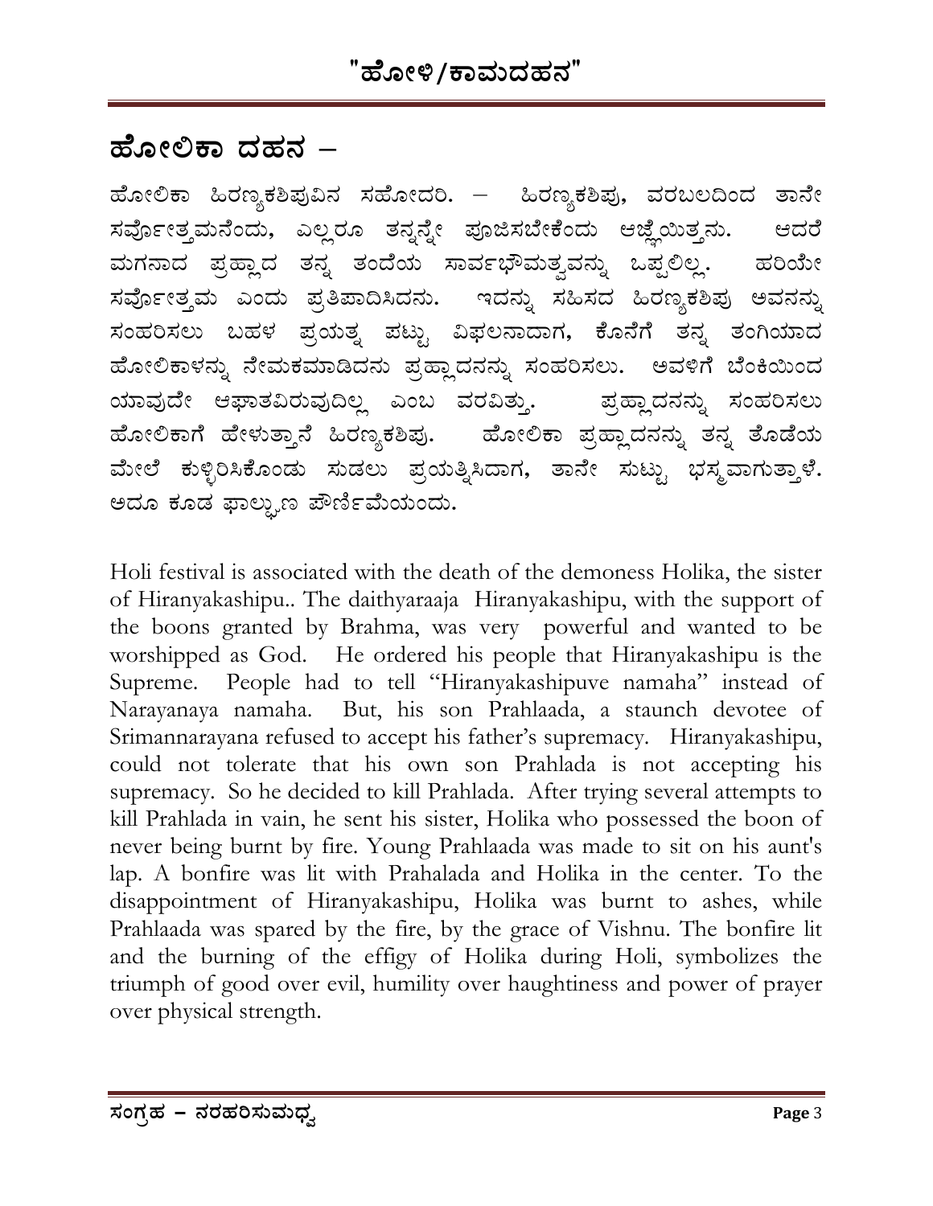## ಹೋಲಿಕಾ ದಹನ –

ಹೋಲಿಕಾ ಹಿರಣ್ಯಕಶಿಪುವಿನ ಸಹೋದರಿ. – ಹಿರಣ್ಯಕಶಿಪು, ವರಬಲದಿಂದ ತಾನೇ ಸರ್ವೋತ್ತಮನೆಂದು, ಎಲ್ಲರೂ ತನ್ನನ್ನೇ ಪೂಜಿಸಬೇಕೆಂದು ಆಜ್ಞೆಯಿತ್ತನು. ಆದರೆ ಮಗನಾದ ಪ್ರಹ್ಲಾದ ತನ್ನ ತಂದೆಯ ಸಾರ್ವಭೌಮತ್ವವನ್ನು ಒಪ್ಪಲಿಲ್ಲ. ಹರಿಯೇ ಸರ್ವೋತ್ತಮ ಎಂದು ಪ್ರತಿಪಾದಿಸಿದನು. ಇದನ್ನು ಸಹಿಸದ ಹಿರಣ್ಯಕಶಿಪು ಅವನನ್ನು ಸಂಹರಿಸಲು ಬಹಳ ಪ್ರಯತ್ನ ಪಟ್ಟು ವಿಫಲನಾದಾಗ, ಕೊನೆಗೆ ತನ್ನ ತಂಗಿಯಾದ ಹೋಲಿಕಾಳನ್ನು ನೇಮಕಮಾಡಿದನು ಪ್ರಹ್ಲಾದನನ್ನು ಸಂಹರಿಸಲು. ಅವಳಿಗೆ ಬೆಂಕಿಯಿಂದ ಯಾವುದೇ ಆಘಾತವಿರುವುದಿಲ್ಲ ಎಂಬ ವರವಿತ್ತು. ಪ್ರಹ್ಲಾದನನ್ನು ಸಂಹರಿಸಲು ಹೋಲಿಕಾಗೆ ಹೇಳುತ್ತಾನೆ ಹಿರಣ್ಯಕಶಿಪು. ಹೋಲಿಕಾ ಪ್ರಹ್ಲಾದನನ್ನು ತನ್ನ ತೊಡೆಯ ಮೇಲೆ ಕುಳ್ಳಿರಿಸಿಕೊಂಡು ಸುಡಲು ಪ್ರಯತ್ನಿಸಿದಾಗ, ತಾನೇ ಸುಟ್ಟು ಭಸ್ಮವಾಗುತ್ತಾಳೆ. ಅದೂ ಕೂಡ ಫಾಲ್ಗುಣ ಪೌರ್ಣಿಮೆಯಂದು.

Holi festival is associated with the death of the demoness Holika, the sister of Hiranyakashipu.. The daithyaraaja Hiranyakashipu, with the support of the boons granted by Brahma, was very powerful and wanted to be worshipped as God. He ordered his people that Hiranyakashipu is the Supreme. People had to tell "Hiranyakashipuve namaha" instead of Narayanaya namaha. But, his son Prahlaada, a staunch devotee of Srimannarayana refused to accept his father's supremacy. Hiranyakashipu, could not tolerate that his own son Prahlada is not accepting his supremacy. So he decided to kill Prahlada. After trying several attempts to kill Prahlada in vain, he sent his sister, Holika who possessed the boon of never being burnt by fire. Young Prahlaada was made to sit on his aunt's lap. A bonfire was lit with Prahalada and Holika in the center. To the disappointment of Hiranyakashipu, Holika was burnt to ashes, while Prahlaada was spared by the fire, by the grace of Vishnu. The bonfire lit and the burning of the effigy of Holika during Holi, symbolizes the triumph of good over evil, humility over haughtiness and power of prayer over physical strength.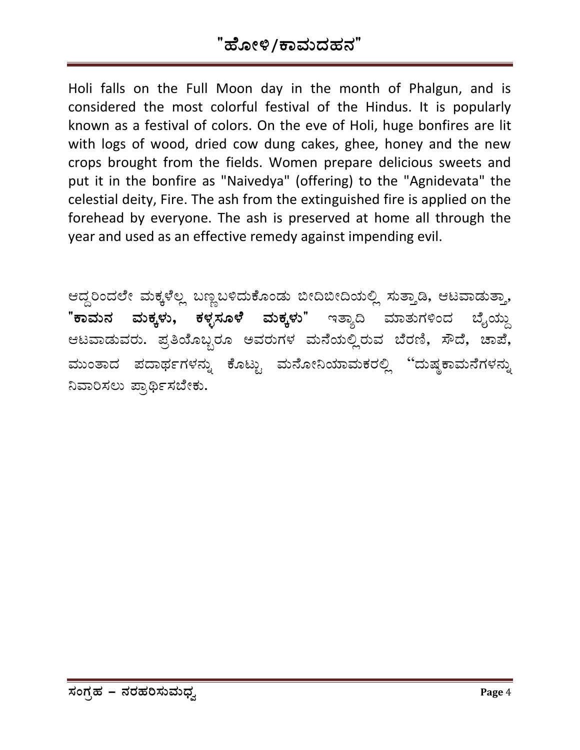# "ಹೋಳಿ/ಕಾಮದಹನ"

Holi falls on the Full Moon day in the month of Phalgun, and is considered the most colorful festival of the Hindus. It is popularly known as a festival of colors. On the eve of Holi, huge bonfires are lit with logs of wood, dried cow dung cakes, ghee, honey and the new crops brought from the fields. Women prepare delicious sweets and put it in the bonfire as "Naivedya" (offering) to the "Agnidevata" the celestial deity, Fire. The ash from the extinguished fire is applied on the forehead by everyone. The ash is preserved at home all through the year and used as an effective remedy against impending evil.

ಆದ್ದರಿಂದಲೇ ಮಕ್ಕಳೆಲ್ಲ ಬಣ್ಣಬಳಿದುಕೊಂಡು ಬೀದಿಬೀದಿಯಲ್ಲಿ ಸುತ್ತಾಡಿ, ಆಟವಾಡುತ್ತಾ, **"ಕಾಮನ ಮಕ್ಕಳು, ಕಳ್ಳಸೂಳೆ ಮಕ್ಕಳು"** ಇತ್ಯಾದಿ ಮಾತುಗಳಿಂದ ಬೈಯ್ದು ಆಟವಾಡುವರು. ಪ್ರತಿಯೊಬ್ಬರೂ ಅವರುಗಳ ಮನೆಯಲ್ಲಿರುವ ಬೆರಣಿ, ಸೌದೆ, ಚಾಪೆ, ಮುಂತಾದ ಪದಾರ್ಥಗಳನ್ನು ಕೊಟ್ಟು ಮನೋನಿಯಾಮಕರಲ್ಲಿ ''ದುಷ್ಟಕಾಮನೆಗಳನ್ನು ನಿವಾರಿಸಲು ಪ್ರಾರ್ಥಿಸಬೇಕು.